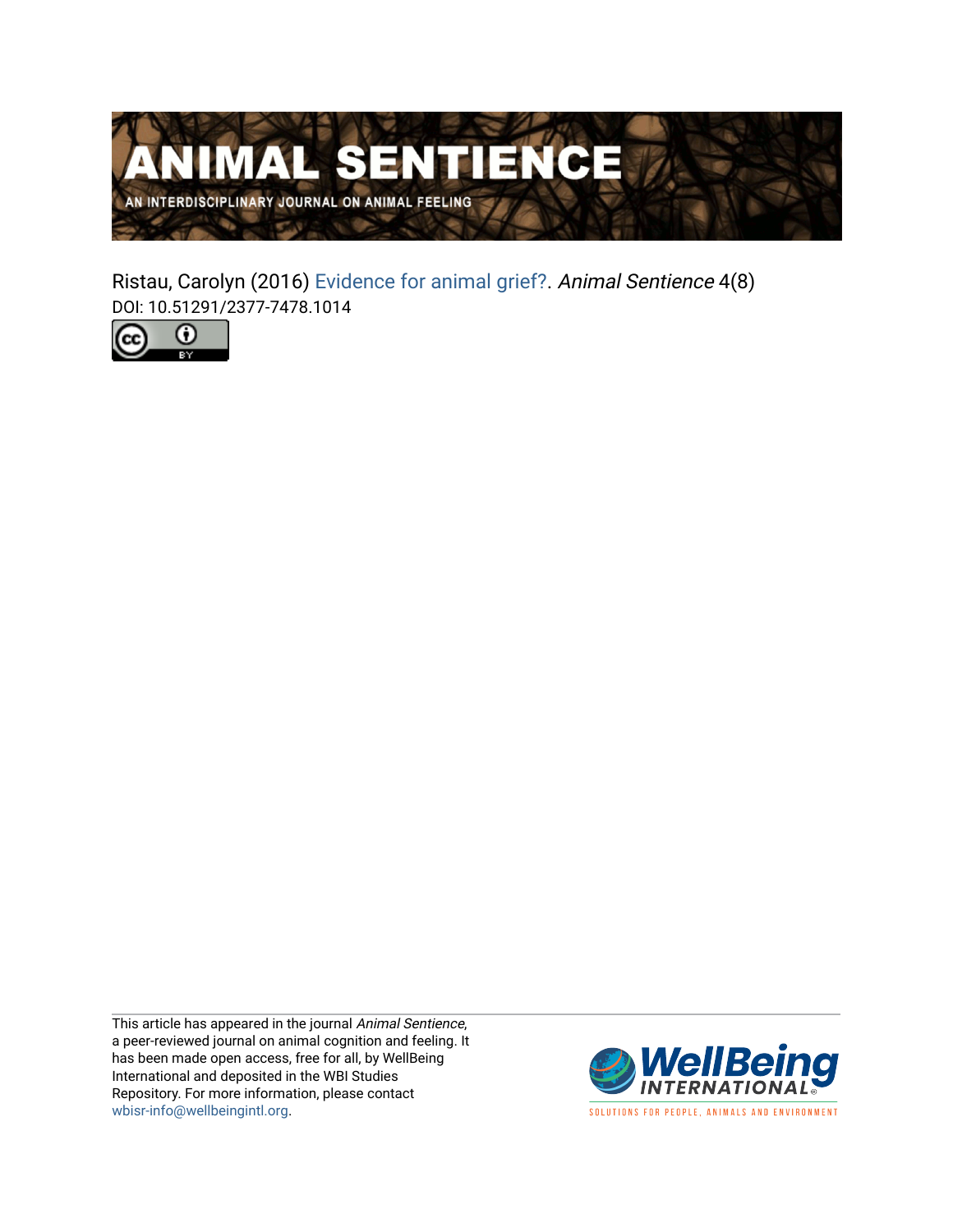# ANIMAL SENTIENCE

AN INTERDISCIPLINARY JOURNAL ON ANIMAL FEELING

Ristau, Carolyn (2016) Evidence for animal grief?. *Animal Sentience* 4(8)
DOI: 10.51291/2377-7478.1014

This article has appeared in the journal *Animal Sentience*, a peer-reviewed journal on animal cognition and feeling. It has been made open access, free for all, by WellBeing International and deposited in the WBI Studies Repository. For more information, please contact wbisr-info@wellbeingintl.org.

WellBeing INTERNATIONAL
SOLUTIONS FOR PEOPLE, ANIMALS AND ENVIRONMENT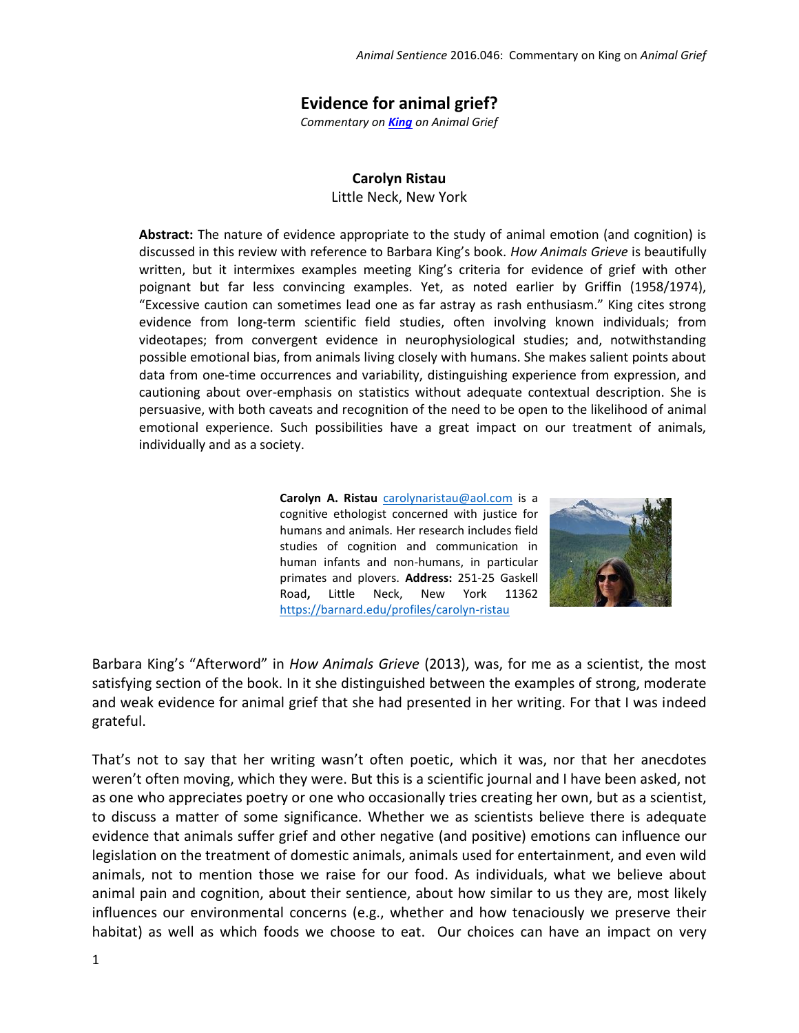# Evidence for animal grief?

*Commentary on **King** on Animal Grief*

**Carolyn Ristau**
Little Neck, New York

**Abstract:** The nature of evidence appropriate to the study of animal emotion (and cognition) is discussed in this review with reference to Barbara King's book. *How Animals Grieve* is beautifully written, but it intermixes examples meeting King's criteria for evidence of grief with other poignant but far less convincing examples. Yet, as noted earlier by Griffin (1958/1974), "Excessive caution can sometimes lead one as far astray as rash enthusiasm." King cites strong evidence from long-term scientific field studies, often involving known individuals; from videotapes; from convergent evidence in neurophysiological studies; and, notwithstanding possible emotional bias, from animals living closely with humans. She makes salient points about data from one-time occurrences and variability, distinguishing experience from expression, and cautioning about over-emphasis on statistics without adequate contextual description. She is persuasive, with both caveats and recognition of the need to be open to the likelihood of animal emotional experience. Such possibilities have a great impact on our treatment of animals, individually and as a society.

**Carolyn A. Ristau** carolynaristau@aol.com is a cognitive ethologist concerned with justice for humans and animals. Her research includes field studies of cognition and communication in human infants and non-humans, in particular primates and plovers. **Address:** 251-25 Gaskell Road**,** Little Neck, New York 11362 https://barnard.edu/profiles/carolyn-ristau

Barbara King's "Afterword" in *How Animals Grieve* (2013), was, for me as a scientist, the most satisfying section of the book. In it she distinguished between the examples of strong, moderate and weak evidence for animal grief that she had presented in her writing. For that I was indeed grateful.

That's not to say that her writing wasn't often poetic, which it was, nor that her anecdotes weren't often moving, which they were. But this is a scientific journal and I have been asked, not as one who appreciates poetry or one who occasionally tries creating her own, but as a scientist, to discuss a matter of some significance. Whether we as scientists believe there is adequate evidence that animals suffer grief and other negative (and positive) emotions can influence our legislation on the treatment of domestic animals, animals used for entertainment, and even wild animals, not to mention those we raise for our food. As individuals, what we believe about animal pain and cognition, about their sentience, about how similar to us they are, most likely influences our environmental concerns (e.g., whether and how tenaciously we preserve their habitat) as well as which foods we choose to eat. Our choices can have an impact on very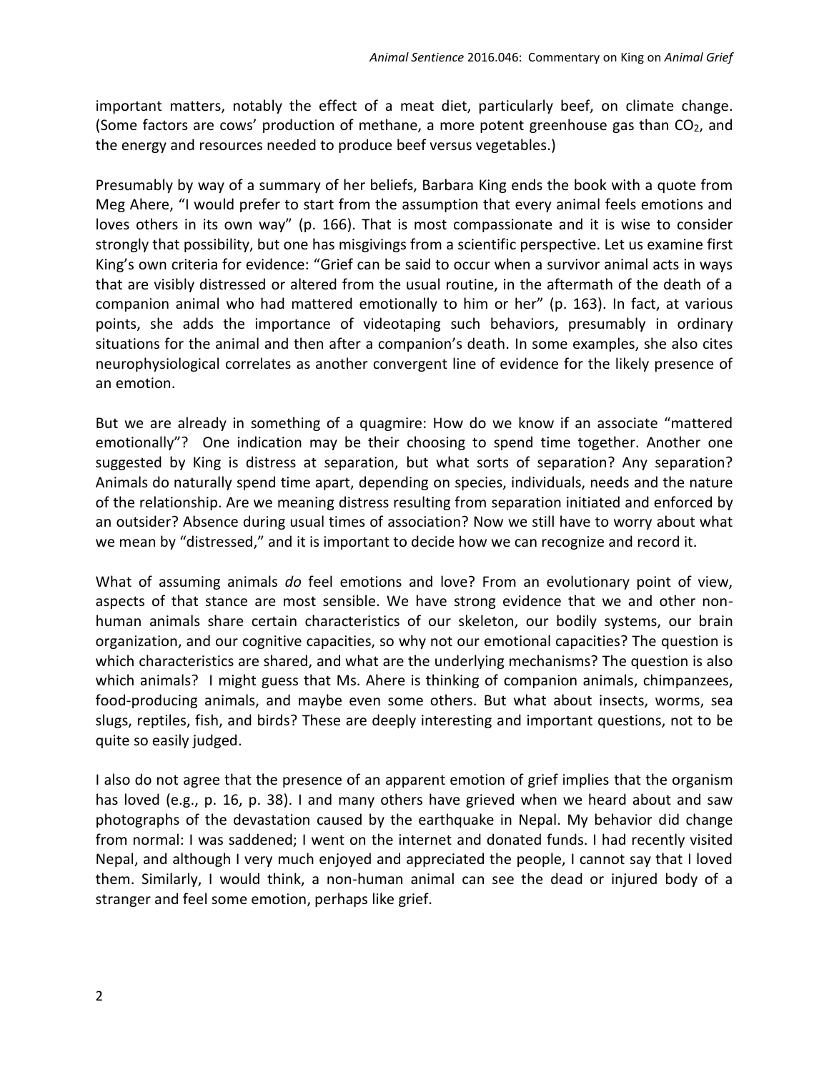important matters, notably the effect of a meat diet, particularly beef, on climate change. (Some factors are cows' production of methane, a more potent greenhouse gas than $CO_2$, and the energy and resources needed to produce beef versus vegetables.)

Presumably by way of a summary of her beliefs, Barbara King ends the book with a quote from Meg Ahere, "I would prefer to start from the assumption that every animal feels emotions and loves others in its own way" (p. 166). That is most compassionate and it is wise to consider strongly that possibility, but one has misgivings from a scientific perspective. Let us examine first King's own criteria for evidence: "Grief can be said to occur when a survivor animal acts in ways that are visibly distressed or altered from the usual routine, in the aftermath of the death of a companion animal who had mattered emotionally to him or her" (p. 163). In fact, at various points, she adds the importance of videotaping such behaviors, presumably in ordinary situations for the animal and then after a companion's death. In some examples, she also cites neurophysiological correlates as another convergent line of evidence for the likely presence of an emotion.

But we are already in something of a quagmire: How do we know if an associate "mattered emotionally"? One indication may be their choosing to spend time together. Another one suggested by King is distress at separation, but what sorts of separation? Any separation? Animals do naturally spend time apart, depending on species, individuals, needs and the nature of the relationship. Are we meaning distress resulting from separation initiated and enforced by an outsider? Absence during usual times of association? Now we still have to worry about what we mean by "distressed," and it is important to decide how we can recognize and record it.

What of assuming animals *do* feel emotions and love? From an evolutionary point of view, aspects of that stance are most sensible. We have strong evidence that we and other non-human animals share certain characteristics of our skeleton, our bodily systems, our brain organization, and our cognitive capacities, so why not our emotional capacities? The question is which characteristics are shared, and what are the underlying mechanisms? The question is also which animals? I might guess that Ms. Ahere is thinking of companion animals, chimpanzees, food-producing animals, and maybe even some others. But what about insects, worms, sea slugs, reptiles, fish, and birds? These are deeply interesting and important questions, not to be quite so easily judged.

I also do not agree that the presence of an apparent emotion of grief implies that the organism has loved (e.g., p. 16, p. 38). I and many others have grieved when we heard about and saw photographs of the devastation caused by the earthquake in Nepal. My behavior did change from normal: I was saddened; I went on the internet and donated funds. I had recently visited Nepal, and although I very much enjoyed and appreciated the people, I cannot say that I loved them. Similarly, I would think, a non-human animal can see the dead or injured body of a stranger and feel some emotion, perhaps like grief.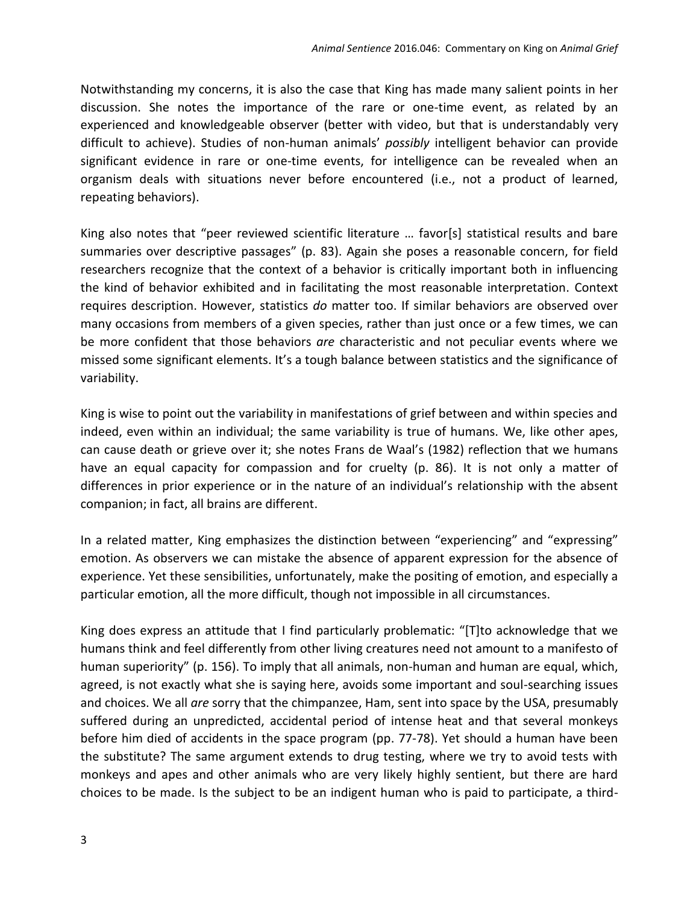Notwithstanding my concerns, it is also the case that King has made many salient points in her discussion. She notes the importance of the rare or one-time event, as related by an experienced and knowledgeable observer (better with video, but that is understandably very difficult to achieve). Studies of non-human animals' *possibly* intelligent behavior can provide significant evidence in rare or one-time events, for intelligence can be revealed when an organism deals with situations never before encountered (i.e., not a product of learned, repeating behaviors).

King also notes that "peer reviewed scientific literature … favor[s] statistical results and bare summaries over descriptive passages" (p. 83). Again she poses a reasonable concern, for field researchers recognize that the context of a behavior is critically important both in influencing the kind of behavior exhibited and in facilitating the most reasonable interpretation. Context requires description. However, statistics *do* matter too. If similar behaviors are observed over many occasions from members of a given species, rather than just once or a few times, we can be more confident that those behaviors *are* characteristic and not peculiar events where we missed some significant elements. It's a tough balance between statistics and the significance of variability.

King is wise to point out the variability in manifestations of grief between and within species and indeed, even within an individual; the same variability is true of humans. We, like other apes, can cause death or grieve over it; she notes Frans de Waal's (1982) reflection that we humans have an equal capacity for compassion and for cruelty (p. 86). It is not only a matter of differences in prior experience or in the nature of an individual's relationship with the absent companion; in fact, all brains are different.

In a related matter, King emphasizes the distinction between "experiencing" and "expressing" emotion. As observers we can mistake the absence of apparent expression for the absence of experience. Yet these sensibilities, unfortunately, make the positing of emotion, and especially a particular emotion, all the more difficult, though not impossible in all circumstances.

King does express an attitude that I find particularly problematic: "[T]to acknowledge that we humans think and feel differently from other living creatures need not amount to a manifesto of human superiority" (p. 156). To imply that all animals, non-human and human are equal, which, agreed, is not exactly what she is saying here, avoids some important and soul-searching issues and choices. We all *are* sorry that the chimpanzee, Ham, sent into space by the USA, presumably suffered during an unpredicted, accidental period of intense heat and that several monkeys before him died of accidents in the space program (pp. 77-78). Yet should a human have been the substitute? The same argument extends to drug testing, where we try to avoid tests with monkeys and apes and other animals who are very likely highly sentient, but there are hard choices to be made. Is the subject to be an indigent human who is paid to participate, a third-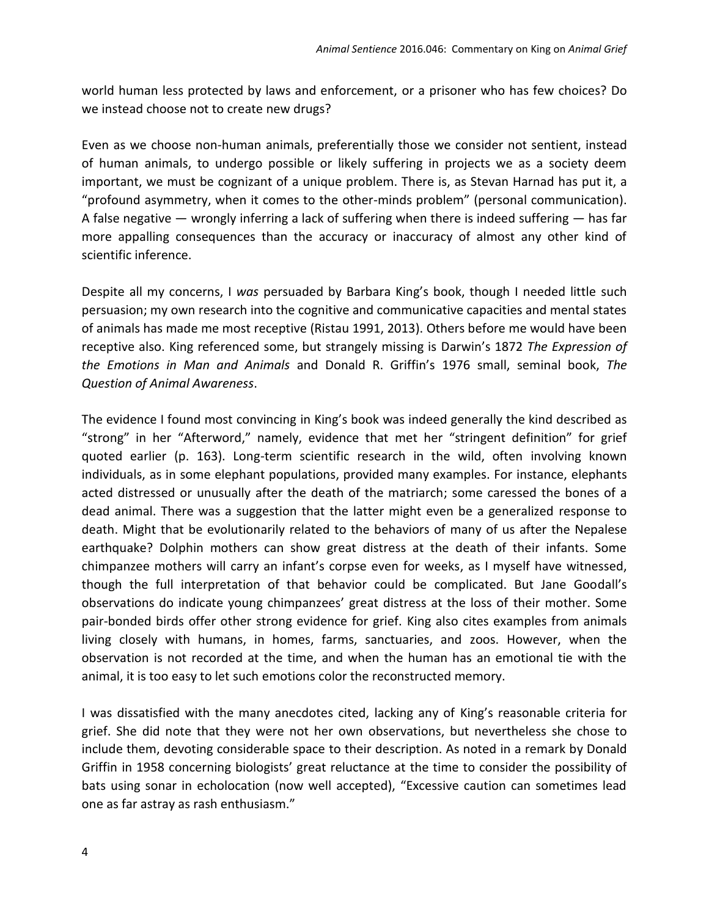world human less protected by laws and enforcement, or a prisoner who has few choices? Do we instead choose not to create new drugs?

Even as we choose non-human animals, preferentially those we consider not sentient, instead of human animals, to undergo possible or likely suffering in projects we as a society deem important, we must be cognizant of a unique problem. There is, as Stevan Harnad has put it, a "profound asymmetry, when it comes to the other-minds problem" (personal communication). A false negative — wrongly inferring a lack of suffering when there is indeed suffering — has far more appalling consequences than the accuracy or inaccuracy of almost any other kind of scientific inference.

Despite all my concerns, I *was* persuaded by Barbara King's book, though I needed little such persuasion; my own research into the cognitive and communicative capacities and mental states of animals has made me most receptive (Ristau 1991, 2013). Others before me would have been receptive also. King referenced some, but strangely missing is Darwin's 1872 *The Expression of the Emotions in Man and Animals* and Donald R. Griffin's 1976 small, seminal book, *The Question of Animal Awareness*.

The evidence I found most convincing in King's book was indeed generally the kind described as "strong" in her "Afterword," namely, evidence that met her "stringent definition" for grief quoted earlier (p. 163). Long-term scientific research in the wild, often involving known individuals, as in some elephant populations, provided many examples. For instance, elephants acted distressed or unusually after the death of the matriarch; some caressed the bones of a dead animal. There was a suggestion that the latter might even be a generalized response to death. Might that be evolutionarily related to the behaviors of many of us after the Nepalese earthquake? Dolphin mothers can show great distress at the death of their infants. Some chimpanzee mothers will carry an infant's corpse even for weeks, as I myself have witnessed, though the full interpretation of that behavior could be complicated. But Jane Goodall's observations do indicate young chimpanzees' great distress at the loss of their mother. Some pair-bonded birds offer other strong evidence for grief. King also cites examples from animals living closely with humans, in homes, farms, sanctuaries, and zoos. However, when the observation is not recorded at the time, and when the human has an emotional tie with the animal, it is too easy to let such emotions color the reconstructed memory.

I was dissatisfied with the many anecdotes cited, lacking any of King's reasonable criteria for grief. She did note that they were not her own observations, but nevertheless she chose to include them, devoting considerable space to their description. As noted in a remark by Donald Griffin in 1958 concerning biologists' great reluctance at the time to consider the possibility of bats using sonar in echolocation (now well accepted), "Excessive caution can sometimes lead one as far astray as rash enthusiasm."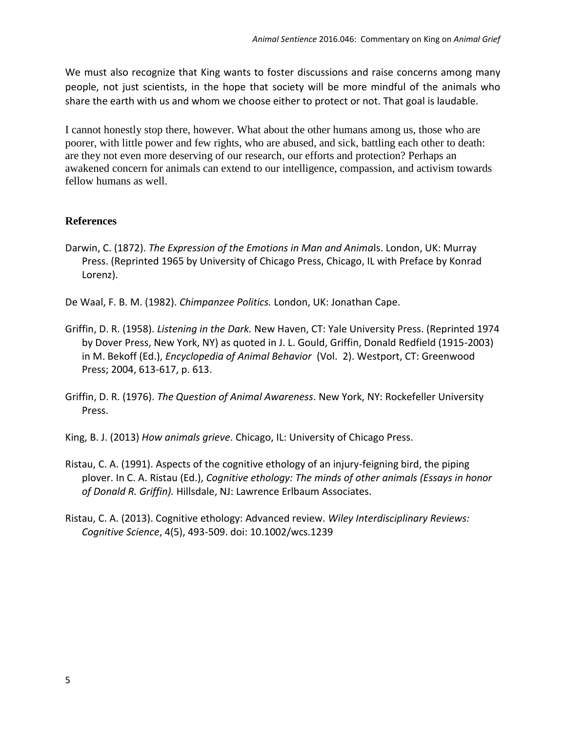We must also recognize that King wants to foster discussions and raise concerns among many people, not just scientists, in the hope that society will be more mindful of the animals who share the earth with us and whom we choose either to protect or not. That goal is laudable.

I cannot honestly stop there, however. What about the other humans among us, those who are poorer, with little power and few rights, who are abused, and sick, battling each other to death: are they not even more deserving of our research, our efforts and protection? Perhaps an awakened concern for animals can extend to our intelligence, compassion, and activism towards fellow humans as well.

## References

Darwin, C. (1872). *The Expression of the Emotions in Man and Animals*. London, UK: Murray Press. (Reprinted 1965 by University of Chicago Press, Chicago, IL with Preface by Konrad Lorenz).

De Waal, F. B. M. (1982). *Chimpanzee Politics.* London, UK: Jonathan Cape.

Griffin, D. R. (1958). *Listening in the Dark.* New Haven, CT: Yale University Press. (Reprinted 1974 by Dover Press, New York, NY) as quoted in J. L. Gould, Griffin, Donald Redfield (1915-2003) in M. Bekoff (Ed.), *Encyclopedia of Animal Behavior* (Vol. 2). Westport, CT: Greenwood Press; 2004, 613-617, p. 613.

Griffin, D. R. (1976). *The Question of Animal Awareness*. New York, NY: Rockefeller University Press.

King, B. J. (2013) *How animals grieve*. Chicago, IL: University of Chicago Press.

Ristau, C. A. (1991). Aspects of the cognitive ethology of an injury-feigning bird, the piping plover. In C. A. Ristau (Ed.), *Cognitive ethology: The minds of other animals (Essays in honor of Donald R. Griffin).* Hillsdale, NJ: Lawrence Erlbaum Associates.

Ristau, C. A. (2013). Cognitive ethology: Advanced review. *Wiley Interdisciplinary Reviews: Cognitive Science*, 4(5), 493-509. doi: 10.1002/wcs.1239